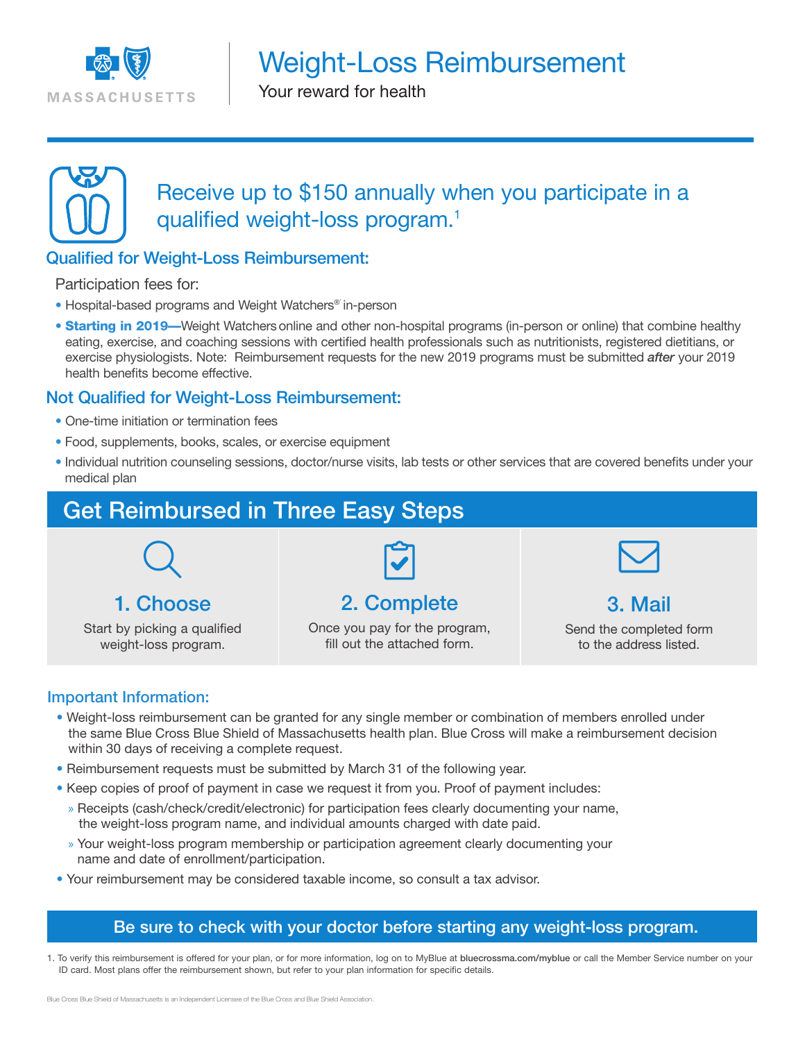MASSACHUSETTS

# Weight-Loss Reimbursement

Your reward for health

## Receive up to $150 annually when you participate in a qualified weight-loss program.[1]

### Qualified for Weight-Loss Reimbursement:

Participation fees for:

- Hospital-based programs and Weight Watchers® in-person
- **Starting in 2019—**Weight Watchers online and other non-hospital programs (in-person or online) that combine healthy eating, exercise, and coaching sessions with certified health professionals such as nutritionists, registered dietitians, or exercise physiologists. Note: Reimbursement requests for the new 2019 programs must be submitted ***after*** your 2019 health benefits become effective.

### Not Qualified for Weight-Loss Reimbursement:

- One-time initiation or termination fees
- Food, supplements, books, scales, or exercise equipment
- Individual nutrition counseling sessions, doctor/nurse visits, lab tests or other services that are covered benefits under your medical plan

## Get Reimbursed in Three Easy Steps

**1. Choose**
Start by picking a qualified weight-loss program.

**2. Complete**
Once you pay for the program, fill out the attached form.

**3. Mail**
Send the completed form to the address listed.

### Important Information:

- Weight-loss reimbursement can be granted for any single member or combination of members enrolled under the same Blue Cross Blue Shield of Massachusetts health plan. Blue Cross will make a reimbursement decision within 30 days of receiving a complete request.
- Reimbursement requests must be submitted by March 31 of the following year.
- Keep copies of proof of payment in case we request it from you. Proof of payment includes:
  - Receipts (cash/check/credit/electronic) for participation fees clearly documenting your name, the weight-loss program name, and individual amounts charged with date paid.
  - Your weight-loss program membership or participation agreement clearly documenting your name and date of enrollment/participation.
- Your reimbursement may be considered taxable income, so consult a tax advisor.

**Be sure to check with your doctor before starting any weight-loss program.**

1. To verify this reimbursement is offered for your plan, or for more information, log on to MyBlue at **bluecrossma.com/myblue** or call the Member Service number on your ID card. Most plans offer the reimbursement shown, but refer to your plan information for specific details.

Blue Cross Blue Shield of Massachusetts is an Independent Licensee of the Blue Cross and Blue Shield Association.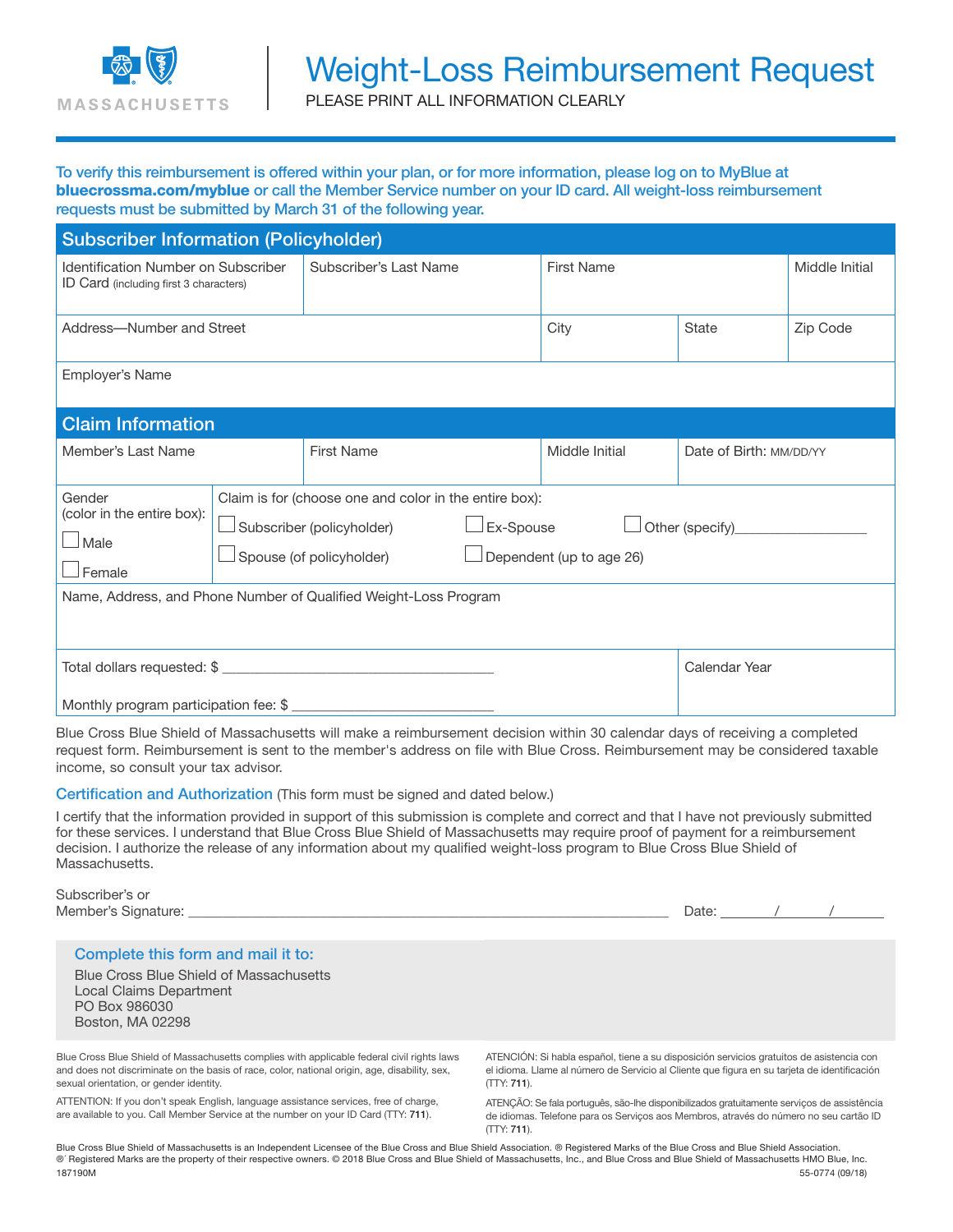MASSACHUSETTS

# Weight-Loss Reimbursement Request

PLEASE PRINT ALL INFORMATION CLEARLY

To verify this reimbursement is offered within your plan, or for more information, please log on to MyBlue at **bluecrossma.com/myblue** or call the Member Service number on your ID card. All weight-loss reimbursement requests must be submitted by March 31 of the following year.

## Subscriber Information (Policyholder)

| Identification Number on Subscriber ID Card (including first 3 characters) | Subscriber's Last Name | First Name | | Middle Initial |
|---|---|---|---|---|
| Address—Number and Street | | City | State | Zip Code |
| Employer's Name | | | | |

## Claim Information

| Member's Last Name | First Name | Middle Initial | Date of Birth: MM/DD/YY |
|---|---|---|---|

Gender (color in the entire box):
- ☐ Male
- ☐ Female

Claim is for (choose one and color in the entire box):
- ☐ Subscriber (policyholder)
- ☐ Ex-Spouse
- ☐ Other (specify)_______________
- ☐ Spouse (of policyholder)
- ☐ Dependent (up to age 26)

Name, Address, and Phone Number of Qualified Weight-Loss Program

Total dollars requested: $ _______________________________

Monthly program participation fee: $ _______________________

Calendar Year

Blue Cross Blue Shield of Massachusetts will make a reimbursement decision within 30 calendar days of receiving a completed request form. Reimbursement is sent to the member's address on file with Blue Cross. Reimbursement may be considered taxable income, so consult your tax advisor.

### Certification and Authorization (This form must be signed and dated below.)

I certify that the information provided in support of this submission is complete and correct and that I have not previously submitted for these services. I understand that Blue Cross Blue Shield of Massachusetts may require proof of payment for a reimbursement decision. I authorize the release of any information about my qualified weight-loss program to Blue Cross Blue Shield of Massachusetts.

Subscriber's or Member's Signature: _______________________________________________ Date: ______/______/______

### Complete this form and mail it to:

Blue Cross Blue Shield of Massachusetts
Local Claims Department
PO Box 986030
Boston, MA 02298

Blue Cross Blue Shield of Massachusetts complies with applicable federal civil rights laws and does not discriminate on the basis of race, color, national origin, age, disability, sex, sexual orientation, or gender identity.

ATTENTION: If you don't speak English, language assistance services, free of charge, are available to you. Call Member Service at the number on your ID Card (TTY: **711**).

ATENCIÓN: Si habla español, tiene a su disposición servicios gratuitos de asistencia con el idioma. Llame al número de Servicio al Cliente que figura en su tarjeta de identificación (TTY: **711**).

ATENÇÃO: Se fala português, são-lhe disponibilizados gratuitamente serviços de assistência de idiomas. Telefone para os Serviços aos Membros, através do número no seu cartão ID (TTY: **711**).

Blue Cross Blue Shield of Massachusetts is an Independent Licensee of the Blue Cross and Blue Shield Association. ® Registered Marks of the Blue Cross and Blue Shield Association. ®´ Registered Marks are the property of their respective owners. © 2018 Blue Cross and Blue Shield of Massachusetts, Inc., and Blue Cross and Blue Shield of Massachusetts HMO Blue, Inc.

187190M 55-0774 (09/18)